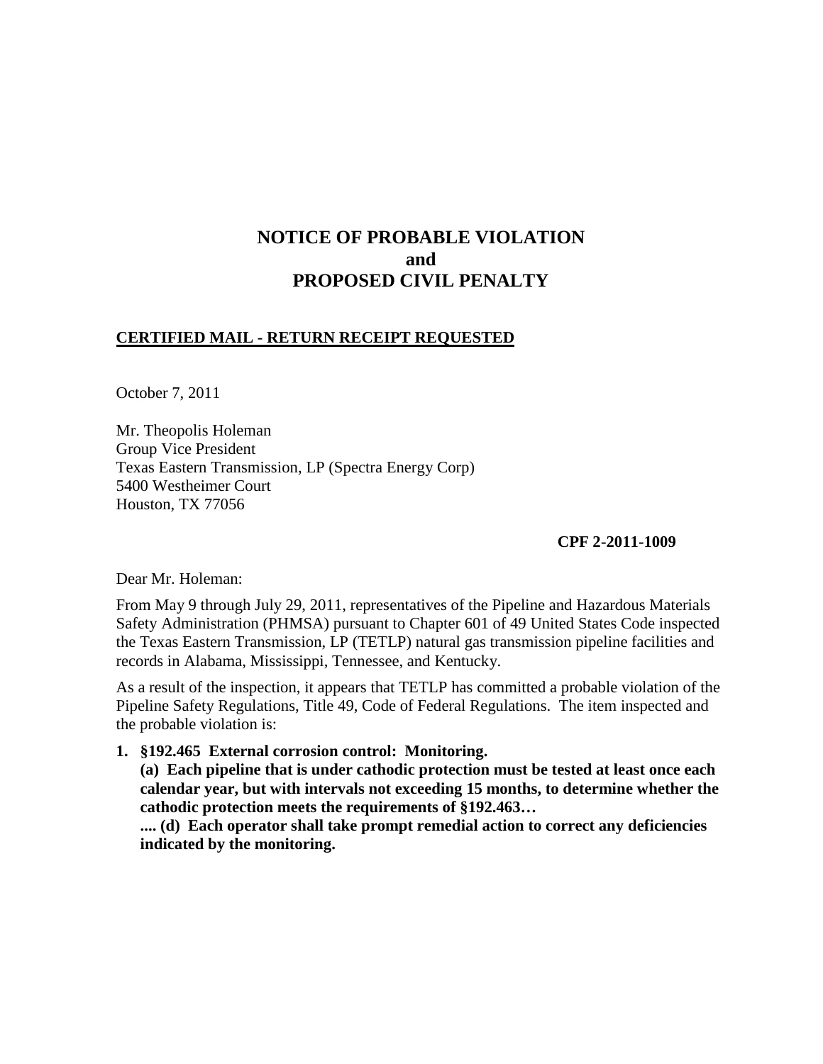# NOTICE OF PROBABLE VIOLATION
# and
# PROPOSED CIVIL PENALTY

**CERTIFIED MAIL - RETURN RECEIPT REQUESTED**

October 7, 2011

Mr. Theopolis Holeman
Group Vice President
Texas Eastern Transmission, LP (Spectra Energy Corp)
5400 Westheimer Court
Houston, TX 77056

**CPF 2-2011-1009**

Dear Mr. Holeman:

From May 9 through July 29, 2011, representatives of the Pipeline and Hazardous Materials Safety Administration (PHMSA) pursuant to Chapter 601 of 49 United States Code inspected the Texas Eastern Transmission, LP (TETLP) natural gas transmission pipeline facilities and records in Alabama, Mississippi, Tennessee, and Kentucky.

As a result of the inspection, it appears that TETLP has committed a probable violation of the Pipeline Safety Regulations, Title 49, Code of Federal Regulations. The item inspected and the probable violation is:

1. **§192.465 External corrosion control: Monitoring.**
   **(a) Each pipeline that is under cathodic protection must be tested at least once each calendar year, but with intervals not exceeding 15 months, to determine whether the cathodic protection meets the requirements of §192.463…**
   **.... (d) Each operator shall take prompt remedial action to correct any deficiencies indicated by the monitoring.**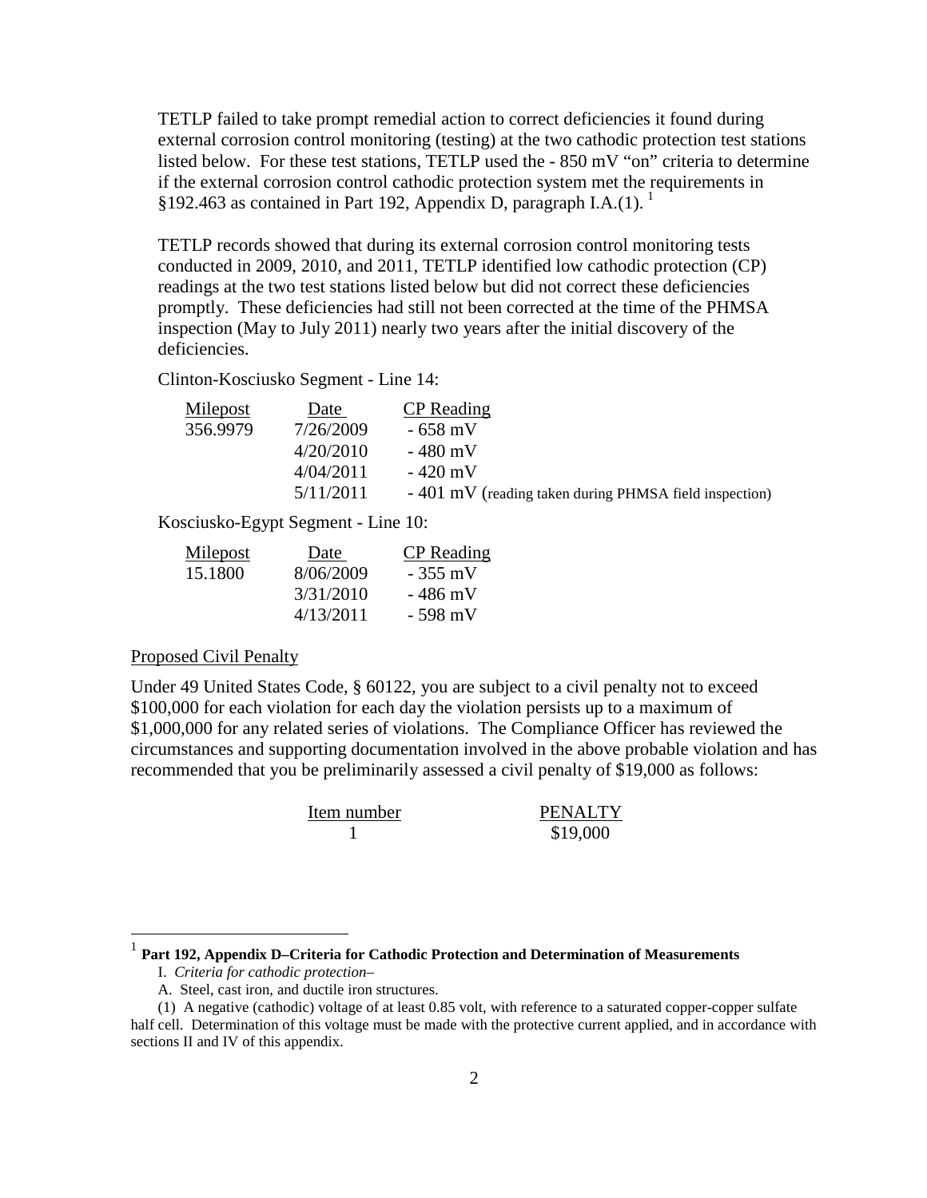TETLP failed to take prompt remedial action to correct deficiencies it found during external corrosion control monitoring (testing) at the two cathodic protection test stations listed below. For these test stations, TETLP used the - 850 mV "on" criteria to determine if the external corrosion control cathodic protection system met the requirements in §192.463 as contained in Part 192, Appendix D, paragraph I.A.(1). [1]

TETLP records showed that during its external corrosion control monitoring tests conducted in 2009, 2010, and 2011, TETLP identified low cathodic protection (CP) readings at the two test stations listed below but did not correct these deficiencies promptly. These deficiencies had still not been corrected at the time of the PHMSA inspection (May to July 2011) nearly two years after the initial discovery of the deficiencies.

Clinton-Kosciusko Segment - Line 14:

| Milepost | Date | CP Reading |
|---|---|---|
| 356.9979 | 7/26/2009 | - 658 mV |
| | 4/20/2010 | - 480 mV |
| | 4/04/2011 | - 420 mV |
| | 5/11/2011 | - 401 mV (reading taken during PHMSA field inspection) |

Kosciusko-Egypt Segment - Line 10:

| Milepost | Date | CP Reading |
|---|---|---|
| 15.1800 | 8/06/2009 | - 355 mV |
| | 3/31/2010 | - 486 mV |
| | 4/13/2011 | - 598 mV |

## Proposed Civil Penalty

Under 49 United States Code, § 60122, you are subject to a civil penalty not to exceed $100,000 for each violation for each day the violation persists up to a maximum of $1,000,000 for any related series of violations. The Compliance Officer has reviewed the circumstances and supporting documentation involved in the above probable violation and has recommended that you be preliminarily assessed a civil penalty of $19,000 as follows:

| Item number | PENALTY |
|---|---|
| 1 | $19,000 |

---

[1] **Part 192, Appendix D–Criteria for Cathodic Protection and Determination of Measurements**

I. *Criteria for cathodic protection*–

A. Steel, cast iron, and ductile iron structures.

(1) A negative (cathodic) voltage of at least 0.85 volt, with reference to a saturated copper-copper sulfate half cell. Determination of this voltage must be made with the protective current applied, and in accordance with sections II and IV of this appendix.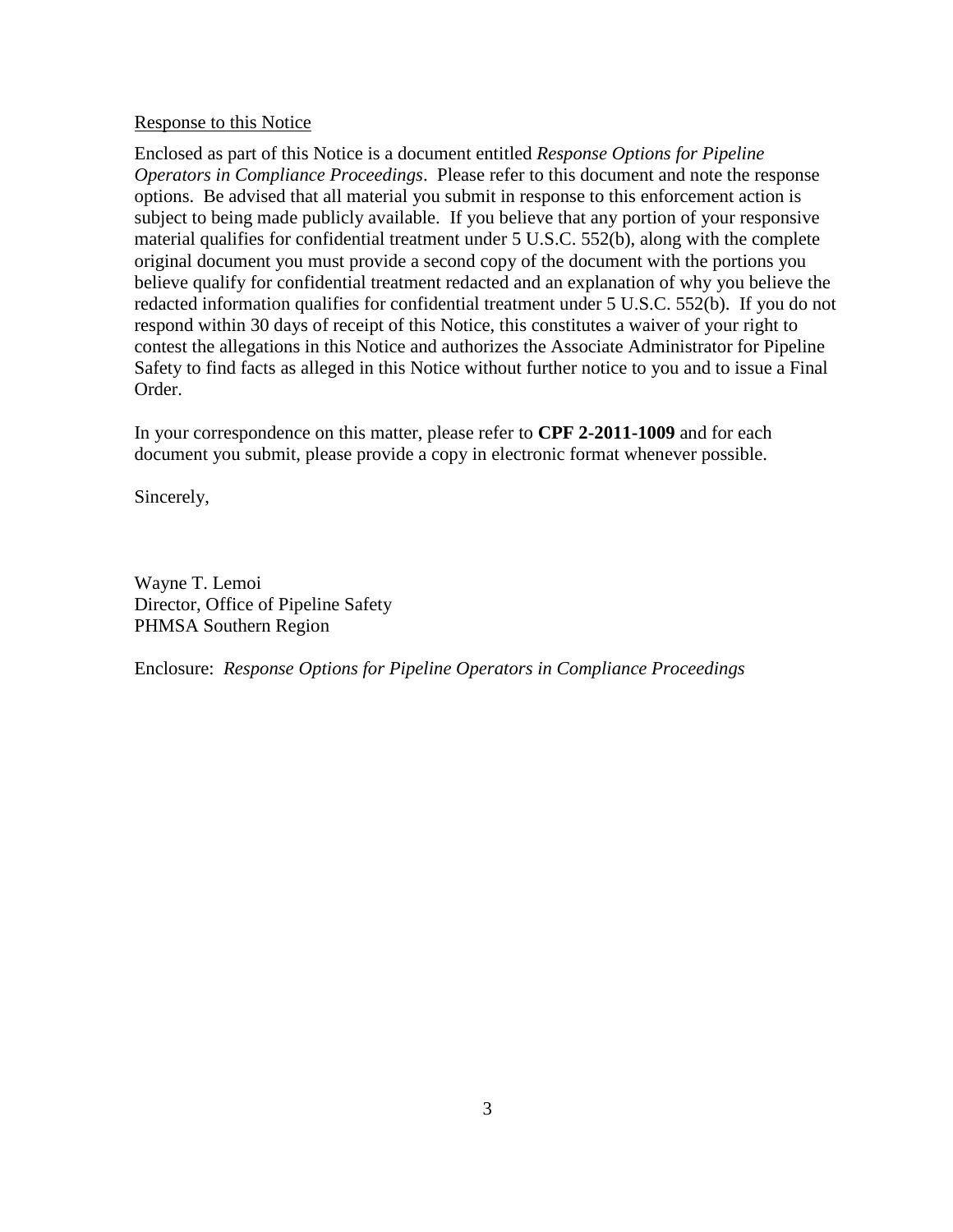<u>Response to this Notice</u>

Enclosed as part of this Notice is a document entitled *Response Options for Pipeline Operators in Compliance Proceedings*. Please refer to this document and note the response options. Be advised that all material you submit in response to this enforcement action is subject to being made publicly available. If you believe that any portion of your responsive material qualifies for confidential treatment under 5 U.S.C. 552(b), along with the complete original document you must provide a second copy of the document with the portions you believe qualify for confidential treatment redacted and an explanation of why you believe the redacted information qualifies for confidential treatment under 5 U.S.C. 552(b). If you do not respond within 30 days of receipt of this Notice, this constitutes a waiver of your right to contest the allegations in this Notice and authorizes the Associate Administrator for Pipeline Safety to find facts as alleged in this Notice without further notice to you and to issue a Final Order.

In your correspondence on this matter, please refer to **CPF 2-2011-1009** and for each document you submit, please provide a copy in electronic format whenever possible.

Sincerely,

Wayne T. Lemoi
Director, Office of Pipeline Safety
PHMSA Southern Region

Enclosure: *Response Options for Pipeline Operators in Compliance Proceedings*